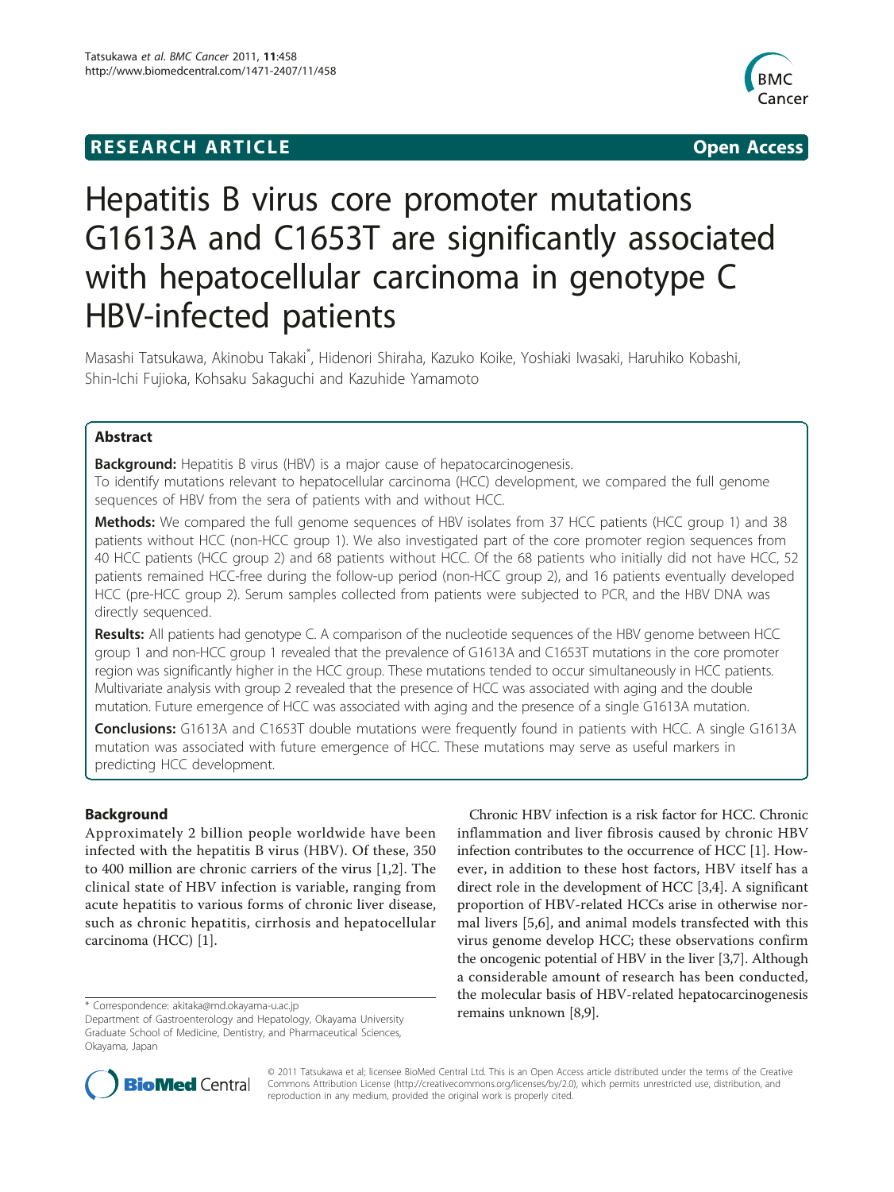**RESEARCH ARTICLE** **Open Access**

# Hepatitis B virus core promoter mutations G1613A and C1653T are significantly associated with hepatocellular carcinoma in genotype C HBV-infected patients

Masashi Tatsukawa, Akinobu Takaki*, Hidenori Shiraha, Kazuko Koike, Yoshiaki Iwasaki, Haruhiko Kobashi, Shin-Ichi Fujioka, Kohsaku Sakaguchi and Kazuhide Yamamoto

## Abstract

**Background:** Hepatitis B virus (HBV) is a major cause of hepatocarcinogenesis.
To identify mutations relevant to hepatocellular carcinoma (HCC) development, we compared the full genome sequences of HBV from the sera of patients with and without HCC.

**Methods:** We compared the full genome sequences of HBV isolates from 37 HCC patients (HCC group 1) and 38 patients without HCC (non-HCC group 1). We also investigated part of the core promoter region sequences from 40 HCC patients (HCC group 2) and 68 patients without HCC. Of the 68 patients who initially did not have HCC, 52 patients remained HCC-free during the follow-up period (non-HCC group 2), and 16 patients eventually developed HCC (pre-HCC group 2). Serum samples collected from patients were subjected to PCR, and the HBV DNA was directly sequenced.

**Results:** All patients had genotype C. A comparison of the nucleotide sequences of the HBV genome between HCC group 1 and non-HCC group 1 revealed that the prevalence of G1613A and C1653T mutations in the core promoter region was significantly higher in the HCC group. These mutations tended to occur simultaneously in HCC patients. Multivariate analysis with group 2 revealed that the presence of HCC was associated with aging and the double mutation. Future emergence of HCC was associated with aging and the presence of a single G1613A mutation.

**Conclusions:** G1613A and C1653T double mutations were frequently found in patients with HCC. A single G1613A mutation was associated with future emergence of HCC. These mutations may serve as useful markers in predicting HCC development.

## Background

Approximately 2 billion people worldwide have been infected with the hepatitis B virus (HBV). Of these, 350 to 400 million are chronic carriers of the virus [1,2]. The clinical state of HBV infection is variable, ranging from acute hepatitis to various forms of chronic liver disease, such as chronic hepatitis, cirrhosis and hepatocellular carcinoma (HCC) [1].

Chronic HBV infection is a risk factor for HCC. Chronic inflammation and liver fibrosis caused by chronic HBV infection contributes to the occurrence of HCC [1]. However, in addition to these host factors, HBV itself has a direct role in the development of HCC [3,4]. A significant proportion of HBV-related HCCs arise in otherwise normal livers [5,6], and animal models transfected with this virus genome develop HCC; these observations confirm the oncogenic potential of HBV in the liver [3,7]. Although a considerable amount of research has been conducted, the molecular basis of HBV-related hepatocarcinogenesis remains unknown [8,9].

\* Correspondence: akitaka@md.okayama-u.ac.jp
Department of Gastroenterology and Hepatology, Okayama University Graduate School of Medicine, Dentistry, and Pharmaceutical Sciences, Okayama, Japan

© 2011 Tatsukawa et al; licensee BioMed Central Ltd. This is an Open Access article distributed under the terms of the Creative Commons Attribution License (http://creativecommons.org/licenses/by/2.0), which permits unrestricted use, distribution, and reproduction in any medium, provided the original work is properly cited.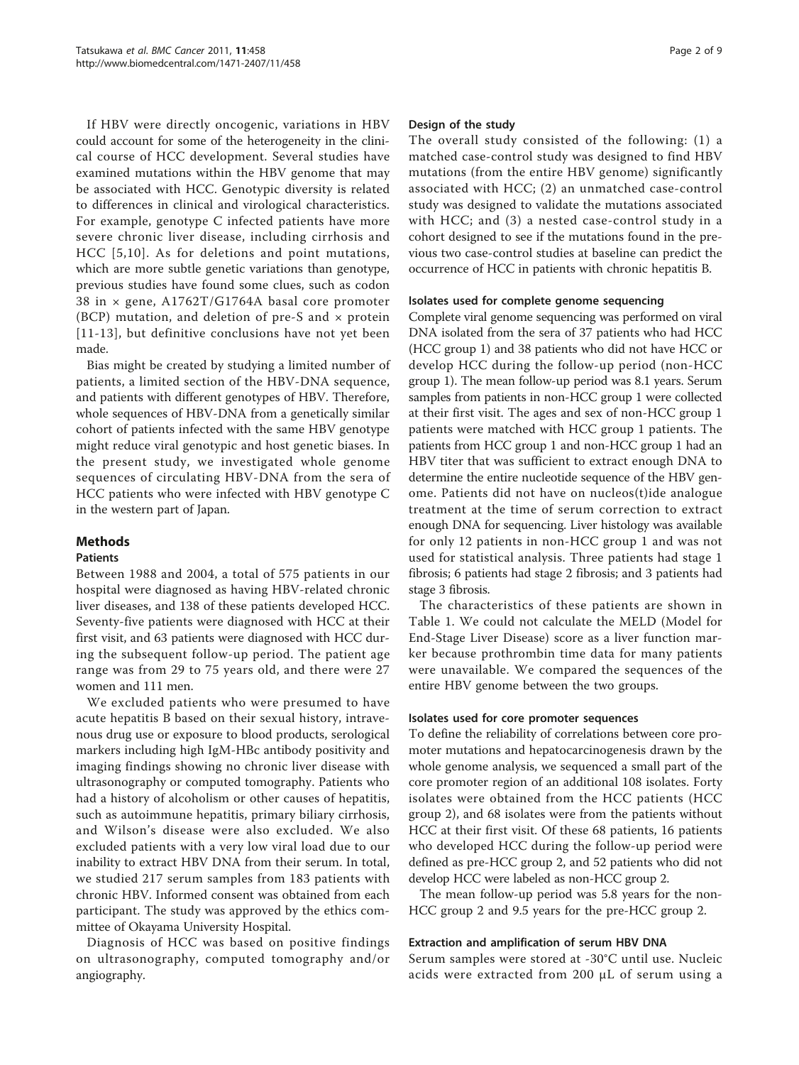If HBV were directly oncogenic, variations in HBV could account for some of the heterogeneity in the clinical course of HCC development. Several studies have examined mutations within the HBV genome that may be associated with HCC. Genotypic diversity is related to differences in clinical and virological characteristics. For example, genotype C infected patients have more severe chronic liver disease, including cirrhosis and HCC [5,10]. As for deletions and point mutations, which are more subtle genetic variations than genotype, previous studies have found some clues, such as codon 38 in × gene, A1762T/G1764A basal core promoter (BCP) mutation, and deletion of pre-S and × protein [11-13], but definitive conclusions have not yet been made.

Bias might be created by studying a limited number of patients, a limited section of the HBV-DNA sequence, and patients with different genotypes of HBV. Therefore, whole sequences of HBV-DNA from a genetically similar cohort of patients infected with the same HBV genotype might reduce viral genotypic and host genetic biases. In the present study, we investigated whole genome sequences of circulating HBV-DNA from the sera of HCC patients who were infected with HBV genotype C in the western part of Japan.

## Methods

### Patients

Between 1988 and 2004, a total of 575 patients in our hospital were diagnosed as having HBV-related chronic liver diseases, and 138 of these patients developed HCC. Seventy-five patients were diagnosed with HCC at their first visit, and 63 patients were diagnosed with HCC during the subsequent follow-up period. The patient age range was from 29 to 75 years old, and there were 27 women and 111 men.

We excluded patients who were presumed to have acute hepatitis B based on their sexual history, intravenous drug use or exposure to blood products, serological markers including high IgM-HBc antibody positivity and imaging findings showing no chronic liver disease with ultrasonography or computed tomography. Patients who had a history of alcoholism or other causes of hepatitis, such as autoimmune hepatitis, primary biliary cirrhosis, and Wilson's disease were also excluded. We also excluded patients with a very low viral load due to our inability to extract HBV DNA from their serum. In total, we studied 217 serum samples from 183 patients with chronic HBV. Informed consent was obtained from each participant. The study was approved by the ethics committee of Okayama University Hospital.

Diagnosis of HCC was based on positive findings on ultrasonography, computed tomography and/or angiography.

### Design of the study

The overall study consisted of the following: (1) a matched case-control study was designed to find HBV mutations (from the entire HBV genome) significantly associated with HCC; (2) an unmatched case-control study was designed to validate the mutations associated with HCC; and (3) a nested case-control study in a cohort designed to see if the mutations found in the previous two case-control studies at baseline can predict the occurrence of HCC in patients with chronic hepatitis B.

### Isolates used for complete genome sequencing

Complete viral genome sequencing was performed on viral DNA isolated from the sera of 37 patients who had HCC (HCC group 1) and 38 patients who did not have HCC or develop HCC during the follow-up period (non-HCC group 1). The mean follow-up period was 8.1 years. Serum samples from patients in non-HCC group 1 were collected at their first visit. The ages and sex of non-HCC group 1 patients were matched with HCC group 1 patients. The patients from HCC group 1 and non-HCC group 1 had an HBV titer that was sufficient to extract enough DNA to determine the entire nucleotide sequence of the HBV genome. Patients did not have on nucleos(t)ide analogue treatment at the time of serum correction to extract enough DNA for sequencing. Liver histology was available for only 12 patients in non-HCC group 1 and was not used for statistical analysis. Three patients had stage 1 fibrosis; 6 patients had stage 2 fibrosis; and 3 patients had stage 3 fibrosis.

The characteristics of these patients are shown in Table 1. We could not calculate the MELD (Model for End-Stage Liver Disease) score as a liver function marker because prothrombin time data for many patients were unavailable. We compared the sequences of the entire HBV genome between the two groups.

### Isolates used for core promoter sequences

To define the reliability of correlations between core promoter mutations and hepatocarcinogenesis drawn by the whole genome analysis, we sequenced a small part of the core promoter region of an additional 108 isolates. Forty isolates were obtained from the HCC patients (HCC group 2), and 68 isolates were from the patients without HCC at their first visit. Of these 68 patients, 16 patients who developed HCC during the follow-up period were defined as pre-HCC group 2, and 52 patients who did not develop HCC were labeled as non-HCC group 2.

The mean follow-up period was 5.8 years for the non-HCC group 2 and 9.5 years for the pre-HCC group 2.

### Extraction and amplification of serum HBV DNA

Serum samples were stored at -30°C until use. Nucleic acids were extracted from 200 μL of serum using a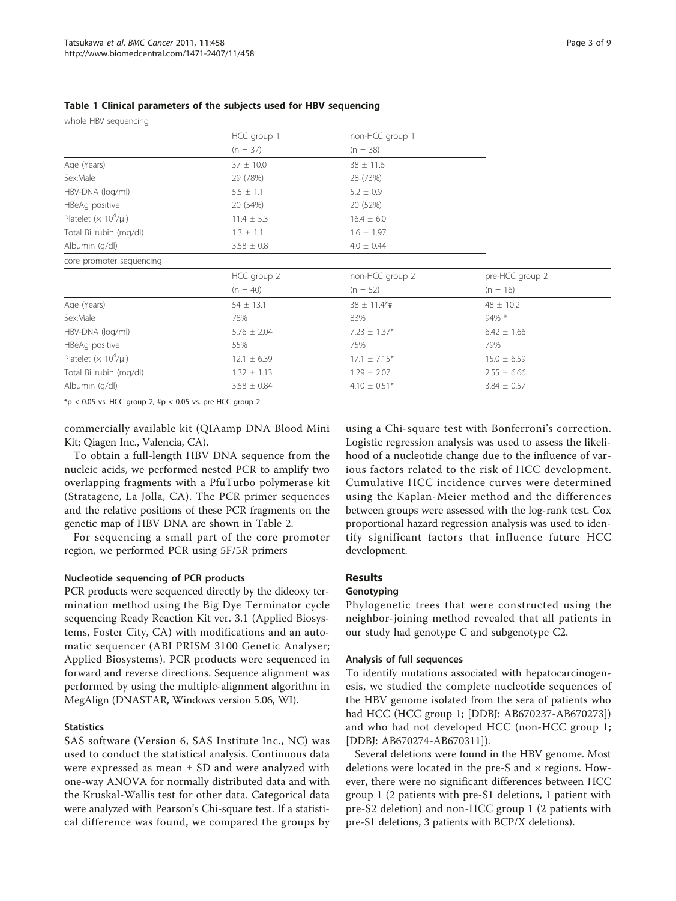**Table 1 Clinical parameters of the subjects used for HBV sequencing**

| whole HBV sequencing | | | |
|---|---|---|---|
| | HCC group 1 (n = 37) | non-HCC group 1 (n = 38) | |
| Age (Years) | 37 ± 10.0 | 38 ± 11.6 | |
| Sex:Male | 29 (78%) | 28 (73%) | |
| HBV-DNA (log/ml) | 5.5 ± 1.1 | 5.2 ± 0.9 | |
| HBeAg positive | 20 (54%) | 20 (52%) | |
| Platelet ($\times 10^4$/μl) | 11.4 ± 5.3 | 16.4 ± 6.0 | |
| Total Bilirubin (mg/dl) | 1.3 ± 1.1 | 1.6 ± 1.97 | |
| Albumin (g/dl) | 3.58 ± 0.8 | 4.0 ± 0.44 | |
| **core promoter sequencing** | | | |
| | HCC group 2 (n = 40) | non-HCC group 2 (n = 52) | pre-HCC group 2 (n = 16) |
| Age (Years) | 54 ± 13.1 | 38 ± 11.4*# | 48 ± 10.2 |
| Sex:Male | 78% | 83% | 94% * |
| HBV-DNA (log/ml) | 5.76 ± 2.04 | 7.23 ± 1.37* | 6.42 ± 1.66 |
| HBeAg positive | 55% | 75% | 79% |
| Platelet ($\times 10^4$/μl) | 12.1 ± 6.39 | 17.1 ± 7.15* | 15.0 ± 6.59 |
| Total Bilirubin (mg/dl) | 1.32 ± 1.13 | 1.29 ± 2.07 | 2.55 ± 6.66 |
| Albumin (g/dl) | 3.58 ± 0.84 | 4.10 ± 0.51* | 3.84 ± 0.57 |

*$p < 0.05$ vs. HCC group 2, #$p < 0.05$ vs. pre-HCC group 2

commercially available kit (QIAamp DNA Blood Mini Kit; Qiagen Inc., Valencia, CA).

To obtain a full-length HBV DNA sequence from the nucleic acids, we performed nested PCR to amplify two overlapping fragments with a PfuTurbo polymerase kit (Stratagene, La Jolla, CA). The PCR primer sequences and the relative positions of these PCR fragments on the genetic map of HBV DNA are shown in Table 2.

For sequencing a small part of the core promoter region, we performed PCR using 5F/5R primers

#### Nucleotide sequencing of PCR products

PCR products were sequenced directly by the dideoxy termination method using the Big Dye Terminator cycle sequencing Ready Reaction Kit ver. 3.1 (Applied Biosystems, Foster City, CA) with modifications and an automatic sequencer (ABI PRISM 3100 Genetic Analyser; Applied Biosystems). PCR products were sequenced in forward and reverse directions. Sequence alignment was performed by using the multiple-alignment algorithm in MegAlign (DNASTAR, Windows version 5.06, WI).

#### Statistics

SAS software (Version 6, SAS Institute Inc., NC) was used to conduct the statistical analysis. Continuous data were expressed as mean ± SD and were analyzed with one-way ANOVA for normally distributed data and with the Kruskal-Wallis test for other data. Categorical data were analyzed with Pearson's Chi-square test. If a statistical difference was found, we compared the groups by using a Chi-square test with Bonferroni's correction. Logistic regression analysis was used to assess the likelihood of a nucleotide change due to the influence of various factors related to the risk of HCC development. Cumulative HCC incidence curves were determined using the Kaplan-Meier method and the differences between groups were assessed with the log-rank test. Cox proportional hazard regression analysis was used to identify significant factors that influence future HCC development.

## Results

#### Genotyping

Phylogenetic trees that were constructed using the neighbor-joining method revealed that all patients in our study had genotype C and subgenotype C2.

#### Analysis of full sequences

To identify mutations associated with hepatocarcinogenesis, we studied the complete nucleotide sequences of the HBV genome isolated from the sera of patients who had HCC (HCC group 1; [DDBJ: AB670237-AB670273]) and who had not developed HCC (non-HCC group 1; [DDBJ: AB670274-AB670311]).

Several deletions were found in the HBV genome. Most deletions were located in the pre-S and × regions. However, there were no significant differences between HCC group 1 (2 patients with pre-S1 deletions, 1 patient with pre-S2 deletion) and non-HCC group 1 (2 patients with pre-S1 deletions, 3 patients with BCP/X deletions).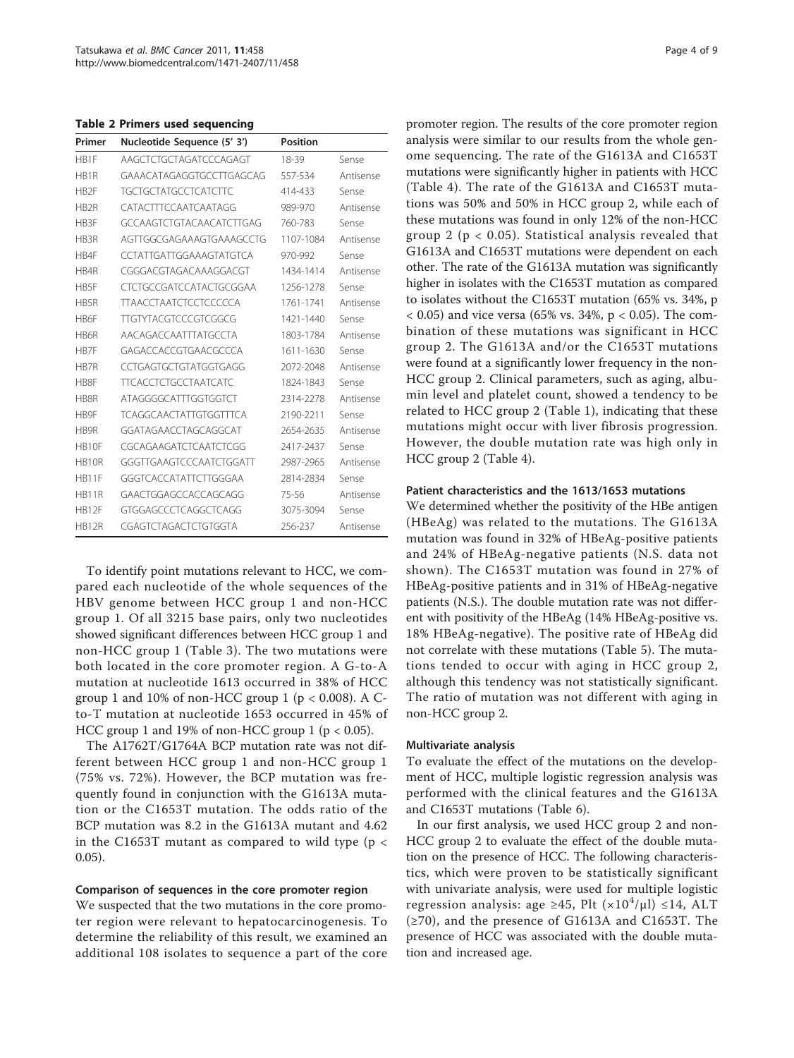**Table 2 Primers used sequencing**

| Primer | Nucleotide Sequence (5' 3') | Position | |
|---|---|---|---|
| HB1F | AAGCTCTGCTAGATCCCAGAGT | 18-39 | Sense |
| HB1R | GAAACATAGAGGTGCCTTGAGCAG | 557-534 | Antisense |
| HB2F | TGCTGCTATGCCTCATCTTC | 414-433 | Sense |
| HB2R | CATACTTTCCAATCAATAGG | 989-970 | Antisense |
| HB3F | GCCAAGTCTGTACAACATCTTGAG | 760-783 | Sense |
| HB3R | AGTTGGCGAGAAAGTGAAAGCCTG | 1107-1084 | Antisense |
| HB4F | CCTATTGATTGGAAAGTATGTCA | 970-992 | Sense |
| HB4R | CGGGACGTAGACAAAGGACGT | 1434-1414 | Antisense |
| HB5F | CTCTGCCGATCCATACTGCGGAA | 1256-1278 | Sense |
| HB5R | TTAACCTAATCTCCTCCCCCA | 1761-1741 | Antisense |
| HB6F | TTGTYTACGTCCCGTCGGCG | 1421-1440 | Sense |
| HB6R | AACAGACCAATTTATGCCTA | 1803-1784 | Antisense |
| HB7F | GAGACCACCGTGAACGCCCA | 1611-1630 | Sense |
| HB7R | CCTGAGTGCTGTATGGTGAGG | 2072-2048 | Antisense |
| HB8F | TTCACCTCTGCCTAATCATC | 1824-1843 | Sense |
| HB8R | ATAGGGGCATTTGGTGGTCT | 2314-2278 | Antisense |
| HB9F | TCAGGCAACTATTGTGGTTTCA | 2190-2211 | Sense |
| HB9R | GGATAGAACCTAGCAGGCAT | 2654-2635 | Antisense |
| HB10F | CGCAGAAGATCTCAATCTCGG | 2417-2437 | Sense |
| HB10R | GGGTTGAAGTCCCAATCTGGATT | 2987-2965 | Antisense |
| HB11F | GGGTCACCATATTCTTGGGAA | 2814-2834 | Sense |
| HB11R | GAACTGGAGCCACCAGCAGG | 75-56 | Antisense |
| HB12F | GTGGAGCCCTCAGGCTCAGG | 3075-3094 | Sense |
| HB12R | CGAGTCTAGACTCTGTGGTA | 256-237 | Antisense |

To identify point mutations relevant to HCC, we compared each nucleotide of the whole sequences of the HBV genome between HCC group 1 and non-HCC group 1. Of all 3215 base pairs, only two nucleotides showed significant differences between HCC group 1 and non-HCC group 1 (Table 3). The two mutations were both located in the core promoter region. A G-to-A mutation at nucleotide 1613 occurred in 38% of HCC group 1 and 10% of non-HCC group 1 ($p < 0.008$). A C-to-T mutation at nucleotide 1653 occurred in 45% of HCC group 1 and 19% of non-HCC group 1 ($p < 0.05$).

The A1762T/G1764A BCP mutation rate was not different between HCC group 1 and non-HCC group 1 (75% vs. 72%). However, the BCP mutation was frequently found in conjunction with the G1613A mutation or the C1653T mutation. The odds ratio of the BCP mutation was 8.2 in the G1613A mutant and 4.62 in the C1653T mutant as compared to wild type ($p < 0.05$).

#### Comparison of sequences in the core promoter region

We suspected that the two mutations in the core promoter region were relevant to hepatocarcinogenesis. To determine the reliability of this result, we examined an additional 108 isolates to sequence a part of the core promoter region. The results of the core promoter region analysis were similar to our results from the whole genome sequencing. The rate of the G1613A and C1653T mutations were significantly higher in patients with HCC (Table 4). The rate of the G1613A and C1653T mutations was 50% and 50% in HCC group 2, while each of these mutations was found in only 12% of the non-HCC group 2 ($p < 0.05$). Statistical analysis revealed that G1613A and C1653T mutations were dependent on each other. The rate of the G1613A mutation was significantly higher in isolates with the C1653T mutation as compared to isolates without the C1653T mutation (65% vs. 34%, $p < 0.05$) and vice versa (65% vs. 34%, $p < 0.05$). The combination of these mutations was significant in HCC group 2. The G1613A and/or the C1653T mutations were found at a significantly lower frequency in the non-HCC group 2. Clinical parameters, such as aging, albumin level and platelet count, showed a tendency to be related to HCC group 2 (Table 1), indicating that these mutations might occur with liver fibrosis progression. However, the double mutation rate was high only in HCC group 2 (Table 4).

#### Patient characteristics and the 1613/1653 mutations

We determined whether the positivity of the HBe antigen (HBeAg) was related to the mutations. The G1613A mutation was found in 32% of HBeAg-positive patients and 24% of HBeAg-negative patients (N.S. data not shown). The C1653T mutation was found in 27% of HBeAg-positive patients and in 31% of HBeAg-negative patients (N.S.). The double mutation rate was not different with positivity of the HBeAg (14% HBeAg-positive vs. 18% HBeAg-negative). The positive rate of HBeAg did not correlate with these mutations (Table 5). The mutations tended to occur with aging in HCC group 2, although this tendency was not statistically significant. The ratio of mutation was not different with aging in non-HCC group 2.

#### Multivariate analysis

To evaluate the effect of the mutations on the development of HCC, multiple logistic regression analysis was performed with the clinical features and the G1613A and C1653T mutations (Table 6).

In our first analysis, we used HCC group 2 and non-HCC group 2 to evaluate the effect of the double mutation on the presence of HCC. The following characteristics, which were proven to be statistically significant with univariate analysis, were used for multiple logistic regression analysis: age ≥45, Plt ($\times 10^4/\mu l$) ≤14, ALT (≥70), and the presence of G1613A and C1653T. The presence of HCC was associated with the double mutation and increased age.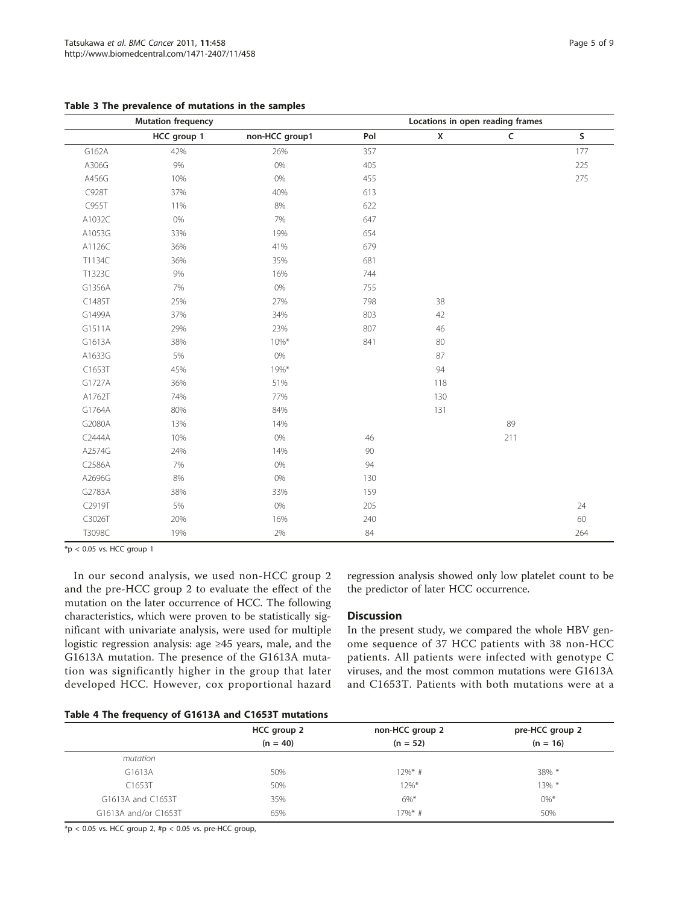**Table 3 The prevalence of mutations in the samples**

| Mutation frequency | | | Locations in open reading frames | | | |
|---|---|---|---|---|---|---|
| | HCC group 1 | non-HCC group1 | Pol | X | C | S |
| G162A | 42% | 26% | 357 | | | 177 |
| A306G | 9% | 0% | 405 | | | 225 |
| A456G | 10% | 0% | 455 | | | 275 |
| C928T | 37% | 40% | 613 | | | |
| C955T | 11% | 8% | 622 | | | |
| A1032C | 0% | 7% | 647 | | | |
| A1053G | 33% | 19% | 654 | | | |
| A1126C | 36% | 41% | 679 | | | |
| T1134C | 36% | 35% | 681 | | | |
| T1323C | 9% | 16% | 744 | | | |
| G1356A | 7% | 0% | 755 | | | |
| C1485T | 25% | 27% | 798 | 38 | | |
| G1499A | 37% | 34% | 803 | 42 | | |
| G1511A | 29% | 23% | 807 | 46 | | |
| G1613A | 38% | 10%* | 841 | 80 | | |
| A1633G | 5% | 0% | | 87 | | |
| C1653T | 45% | 19%* | | 94 | | |
| G1727A | 36% | 51% | | 118 | | |
| A1762T | 74% | 77% | | 130 | | |
| G1764A | 80% | 84% | | 131 | | |
| G2080A | 13% | 14% | | | 89 | |
| C2444A | 10% | 0% | 46 | | 211 | |
| A2574G | 24% | 14% | 90 | | | |
| C2586A | 7% | 0% | 94 | | | |
| A2696G | 8% | 0% | 130 | | | |
| G2783A | 38% | 33% | 159 | | | |
| C2919T | 5% | 0% | 205 | | | 24 |
| C3026T | 20% | 16% | 240 | | | 60 |
| T3098C | 19% | 2% | 84 | | | 264 |

*p < 0.05 vs. HCC group 1

In our second analysis, we used non-HCC group 2 and the pre-HCC group 2 to evaluate the effect of the mutation on the later occurrence of HCC. The following characteristics, which were proven to be statistically significant with univariate analysis, were used for multiple logistic regression analysis: age ≥45 years, male, and the G1613A mutation. The presence of the G1613A mutation was significantly higher in the group that later developed HCC. However, cox proportional hazard regression analysis showed only low platelet count to be the predictor of later HCC occurrence.

## Discussion

In the present study, we compared the whole HBV genome sequence of 37 HCC patients with 38 non-HCC patients. All patients were infected with genotype C viruses, and the most common mutations were G1613A and C1653T. Patients with both mutations were at a

**Table 4 The frequency of G1613A and C1653T mutations**

| | HCC group 2 (n = 40) | non-HCC group 2 (n = 52) | pre-HCC group 2 (n = 16) |
|---|---|---|---|
| *mutation* | | | |
| G1613A | 50% | 12%* # | 38% * |
| C1653T | 50% | 12%* | 13% * |
| G1613A and C1653T | 35% | 6%* | 0%* |
| G1613A and/or C1653T | 65% | 17%* # | 50% |

*p < 0.05 vs. HCC group 2, #p < 0.05 vs. pre-HCC group,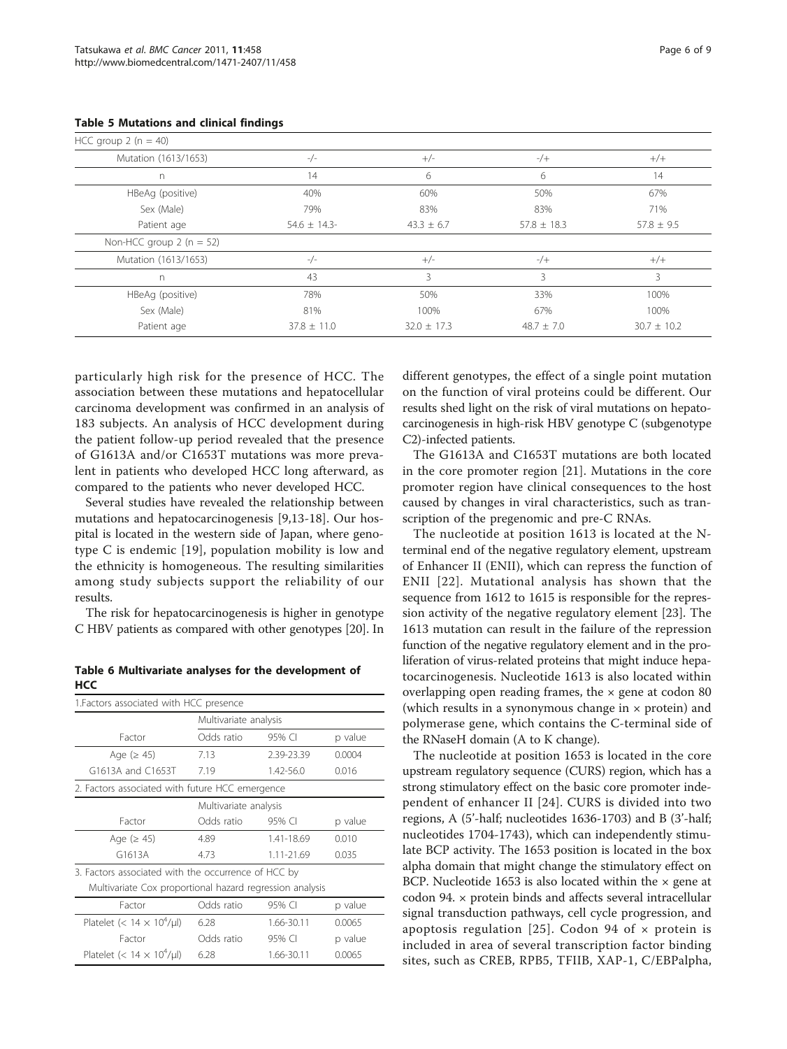**Table 5 Mutations and clinical findings**

| HCC group 2 (n = 40) | | | | |
|---|---|---|---|---|
| Mutation (1613/1653) | -/- | +/- | -/+ | +/+ |
| n | 14 | 6 | 6 | 14 |
| HBeAg (positive) | 40% | 60% | 50% | 67% |
| Sex (Male) | 79% | 83% | 83% | 71% |
| Patient age | 54.6 ± 14.3- | 43.3 ± 6.7 | 57.8 ± 18.3 | 57.8 ± 9.5 |
| **Non-HCC group 2 (n = 52)** | | | | |
| Mutation (1613/1653) | -/- | +/- | -/+ | +/+ |
| n | 43 | 3 | 3 | 3 |
| HBeAg (positive) | 78% | 50% | 33% | 100% |
| Sex (Male) | 81% | 100% | 67% | 100% |
| Patient age | 37.8 ± 11.0 | 32.0 ± 17.3 | 48.7 ± 7.0 | 30.7 ± 10.2 |

particularly high risk for the presence of HCC. The association between these mutations and hepatocellular carcinoma development was confirmed in an analysis of 183 subjects. An analysis of HCC development during the patient follow-up period revealed that the presence of G1613A and/or C1653T mutations was more prevalent in patients who developed HCC long afterward, as compared to the patients who never developed HCC.

Several studies have revealed the relationship between mutations and hepatocarcinogenesis [9,13-18]. Our hospital is located in the western side of Japan, where genotype C is endemic [19], population mobility is low and the ethnicity is homogeneous. The resulting similarities among study subjects support the reliability of our results.

The risk for hepatocarcinogenesis is higher in genotype C HBV patients as compared with other genotypes [20]. In different genotypes, the effect of a single point mutation on the function of viral proteins could be different. Our results shed light on the risk of viral mutations on hepatocarcinogenesis in high-risk HBV genotype C (subgenotype C2)-infected patients.

**Table 6 Multivariate analyses for the development of HCC**

| 1.Factors associated with HCC presence | | | |
|---|---|---|---|
| | Multivariate analysis | | |
| Factor | Odds ratio | 95% CI | p value |
| Age (≥ 45) | 7.13 | 2.39-23.39 | 0.0004 |
| G1613A and C1653T | 7.19 | 1.42-56.0 | 0.016 |
| **2. Factors associated with future HCC emergence** | | | |
| | Multivariate analysis | | |
| Factor | Odds ratio | 95% CI | p value |
| Age (≥ 45) | 4.89 | 1.41-18.69 | 0.010 |
| G1613A | 4.73 | 1.11-21.69 | 0.035 |
| **3. Factors associated with the occurrence of HCC by Multivariate Cox proportional hazard regression analysis** | | | |
| Factor | Odds ratio | 95% CI | p value |
| Platelet (< $14 \times 10^4$/μl) | 6.28 | 1.66-30.11 | 0.0065 |
| Factor | Odds ratio | 95% CI | p value |
| Platelet (< $14 \times 10^4$/μl) | 6.28 | 1.66-30.11 | 0.0065 |

The G1613A and C1653T mutations are both located in the core promoter region [21]. Mutations in the core promoter region have clinical consequences to the host caused by changes in viral characteristics, such as transcription of the pregenomic and pre-C RNAs.

The nucleotide at position 1613 is located at the N-terminal end of the negative regulatory element, upstream of Enhancer II (ENII), which can repress the function of ENII [22]. Mutational analysis has shown that the sequence from 1612 to 1615 is responsible for the repression activity of the negative regulatory element [23]. The 1613 mutation can result in the failure of the repression function of the negative regulatory element and in the proliferation of virus-related proteins that might induce hepatocarcinogenesis. Nucleotide 1613 is also located within overlapping open reading frames, the × gene at codon 80 (which results in a synonymous change in × protein) and polymerase gene, which contains the C-terminal side of the RNaseH domain (A to K change).

The nucleotide at position 1653 is located in the core upstream regulatory sequence (CURS) region, which has a strong stimulatory effect on the basic core promoter independent of enhancer II [24]. CURS is divided into two regions, A (5'-half; nucleotides 1636-1703) and B (3'-half; nucleotides 1704-1743), which can independently stimulate BCP activity. The 1653 position is located in the box alpha domain that might change the stimulatory effect on BCP. Nucleotide 1653 is also located within the × gene at codon 94. × protein binds and affects several intracellular signal transduction pathways, cell cycle progression, and apoptosis regulation [25]. Codon 94 of × protein is included in area of several transcription factor binding sites, such as CREB, RPB5, TFIIB, XAP-1, C/EBPalpha,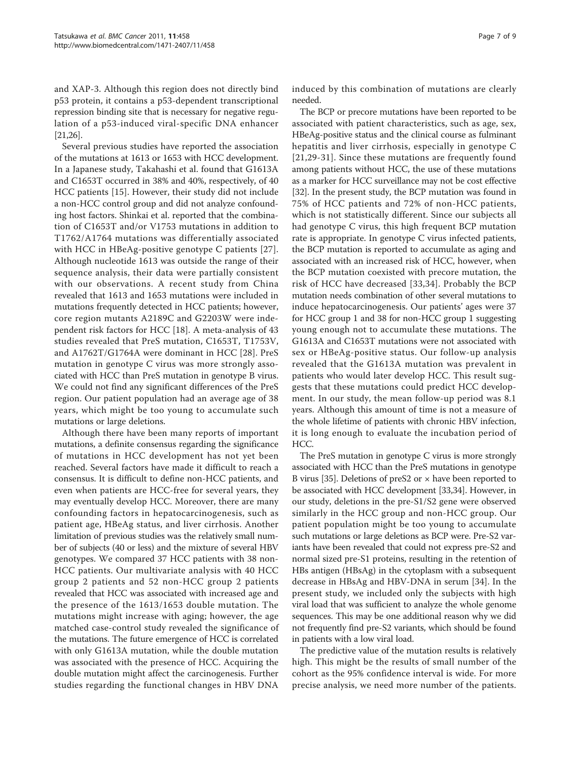and XAP-3. Although this region does not directly bind p53 protein, it contains a p53-dependent transcriptional repression binding site that is necessary for negative regulation of a p53-induced viral-specific DNA enhancer [21,26].

Several previous studies have reported the association of the mutations at 1613 or 1653 with HCC development. In a Japanese study, Takahashi et al. found that G1613A and C1653T occurred in 38% and 40%, respectively, of 40 HCC patients [15]. However, their study did not include a non-HCC control group and did not analyze confounding host factors. Shinkai et al. reported that the combination of C1653T and/or V1753 mutations in addition to T1762/A1764 mutations was differentially associated with HCC in HBeAg-positive genotype C patients [27]. Although nucleotide 1613 was outside the range of their sequence analysis, their data were partially consistent with our observations. A recent study from China revealed that 1613 and 1653 mutations were included in mutations frequently detected in HCC patients; however, core region mutants A2189C and G2203W were independent risk factors for HCC [18]. A meta-analysis of 43 studies revealed that PreS mutation, C1653T, T1753V, and A1762T/G1764A were dominant in HCC [28]. PreS mutation in genotype C virus was more strongly associated with HCC than PreS mutation in genotype B virus. We could not find any significant differences of the PreS region. Our patient population had an average age of 38 years, which might be too young to accumulate such mutations or large deletions.

Although there have been many reports of important mutations, a definite consensus regarding the significance of mutations in HCC development has not yet been reached. Several factors have made it difficult to reach a consensus. It is difficult to define non-HCC patients, and even when patients are HCC-free for several years, they may eventually develop HCC. Moreover, there are many confounding factors in hepatocarcinogenesis, such as patient age, HBeAg status, and liver cirrhosis. Another limitation of previous studies was the relatively small number of subjects (40 or less) and the mixture of several HBV genotypes. We compared 37 HCC patients with 38 non-HCC patients. Our multivariate analysis with 40 HCC group 2 patients and 52 non-HCC group 2 patients revealed that HCC was associated with increased age and the presence of the 1613/1653 double mutation. The mutations might increase with aging; however, the age matched case-control study revealed the significance of the mutations. The future emergence of HCC is correlated with only G1613A mutation, while the double mutation was associated with the presence of HCC. Acquiring the double mutation might affect the carcinogenesis. Further studies regarding the functional changes in HBV DNA induced by this combination of mutations are clearly needed.

The BCP or precore mutations have been reported to be associated with patient characteristics, such as age, sex, HBeAg-positive status and the clinical course as fulminant hepatitis and liver cirrhosis, especially in genotype C [21,29-31]. Since these mutations are frequently found among patients without HCC, the use of these mutations as a marker for HCC surveillance may not be cost effective [32]. In the present study, the BCP mutation was found in 75% of HCC patients and 72% of non-HCC patients, which is not statistically different. Since our subjects all had genotype C virus, this high frequent BCP mutation rate is appropriate. In genotype C virus infected patients, the BCP mutation is reported to accumulate as aging and associated with an increased risk of HCC, however, when the BCP mutation coexisted with precore mutation, the risk of HCC have decreased [33,34]. Probably the BCP mutation needs combination of other several mutations to induce hepatocarcinogenesis. Our patients' ages were 37 for HCC group 1 and 38 for non-HCC group 1 suggesting young enough not to accumulate these mutations. The G1613A and C1653T mutations were not associated with sex or HBeAg-positive status. Our follow-up analysis revealed that the G1613A mutation was prevalent in patients who would later develop HCC. This result suggests that these mutations could predict HCC development. In our study, the mean follow-up period was 8.1 years. Although this amount of time is not a measure of the whole lifetime of patients with chronic HBV infection, it is long enough to evaluate the incubation period of HCC.

The PreS mutation in genotype C virus is more strongly associated with HCC than the PreS mutations in genotype B virus [35]. Deletions of preS2 or × have been reported to be associated with HCC development [33,34]. However, in our study, deletions in the pre-S1/S2 gene were observed similarly in the HCC group and non-HCC group. Our patient population might be too young to accumulate such mutations or large deletions as BCP were. Pre-S2 variants have been revealed that could not express pre-S2 and normal sized pre-S1 proteins, resulting in the retention of HBs antigen (HBsAg) in the cytoplasm with a subsequent decrease in HBsAg and HBV-DNA in serum [34]. In the present study, we included only the subjects with high viral load that was sufficient to analyze the whole genome sequences. This may be one additional reason why we did not frequently find pre-S2 variants, which should be found in patients with a low viral load.

The predictive value of the mutation results is relatively high. This might be the results of small number of the cohort as the 95% confidence interval is wide. For more precise analysis, we need more number of the patients.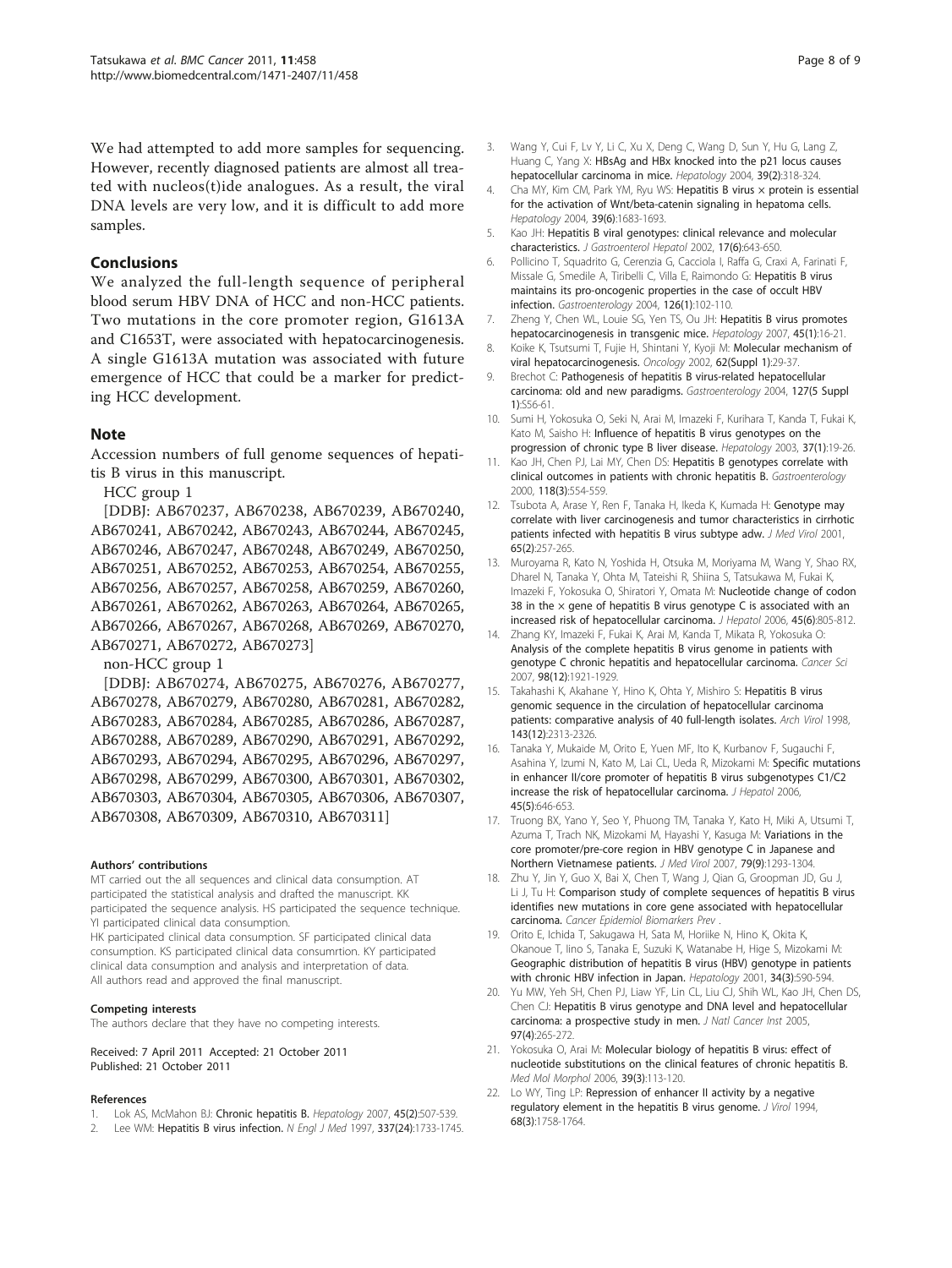We had attempted to add more samples for sequencing. However, recently diagnosed patients are almost all treated with nucleos(t)ide analogues. As a result, the viral DNA levels are very low, and it is difficult to add more samples.

## Conclusions

We analyzed the full-length sequence of peripheral blood serum HBV DNA of HCC and non-HCC patients. Two mutations in the core promoter region, G1613A and C1653T, were associated with hepatocarcinogenesis. A single G1613A mutation was associated with future emergence of HCC that could be a marker for predicting HCC development.

## Note

Accession numbers of full genome sequences of hepatitis B virus in this manuscript.

HCC group 1

[DDBJ: AB670237, AB670238, AB670239, AB670240, AB670241, AB670242, AB670243, AB670244, AB670245, AB670246, AB670247, AB670248, AB670249, AB670250, AB670251, AB670252, AB670253, AB670254, AB670255, AB670256, AB670257, AB670258, AB670259, AB670260, AB670261, AB670262, AB670263, AB670264, AB670265, AB670266, AB670267, AB670268, AB670269, AB670270, AB670271, AB670272, AB670273]

non-HCC group 1

[DDBJ: AB670274, AB670275, AB670276, AB670277, AB670278, AB670279, AB670280, AB670281, AB670282, AB670283, AB670284, AB670285, AB670286, AB670287, AB670288, AB670289, AB670290, AB670291, AB670292, AB670293, AB670294, AB670295, AB670296, AB670297, AB670298, AB670299, AB670300, AB670301, AB670302, AB670303, AB670304, AB670305, AB670306, AB670307, AB670308, AB670309, AB670310, AB670311]

#### Authors' contributions

MT carried out the all sequences and clinical data consumption. AT participated the statistical analysis and drafted the manuscript. KK participated the sequence analysis. HS participated the sequence technique. YI participated clinical data consumption.
HK participated clinical data consumption. SF participated clinical data consumption. KS participated clinical data consumrtion. KY participated clinical data consumption and analysis and interpretation of data.
All authors read and approved the final manuscript.

#### Competing interests

The authors declare that they have no competing interests.

Received: 7 April 2011 Accepted: 21 October 2011
Published: 21 October 2011

#### References

1. Lok AS, McMahon BJ: **Chronic hepatitis B.** *Hepatology* 2007, **45(2)**:507-539.
2. Lee WM: **Hepatitis B virus infection.** *N Engl J Med* 1997, **337(24)**:1733-1745.
3. Wang Y, Cui F, Lv Y, Li C, Xu X, Deng C, Wang D, Sun Y, Hu G, Lang Z, Huang C, Yang X: **HBsAg and HBx knocked into the p21 locus causes hepatocellular carcinoma in mice.** *Hepatology* 2004, **39(2)**:318-324.
4. Cha MY, Kim CM, Park YM, Ryu WS: **Hepatitis B virus × protein is essential for the activation of Wnt/beta-catenin signaling in hepatoma cells.** *Hepatology* 2004, **39(6)**:1683-1693.
5. Kao JH: **Hepatitis B viral genotypes: clinical relevance and molecular characteristics.** *J Gastroenterol Hepatol* 2002, **17(6)**:643-650.
6. Pollicino T, Squadrito G, Cerenzia G, Cacciola I, Raffa G, Craxi A, Farinati F, Missale G, Smedile A, Tiribelli C, Villa E, Raimondo G: **Hepatitis B virus maintains its pro-oncogenic properties in the case of occult HBV infection.** *Gastroenterology* 2004, **126(1)**:102-110.
7. Zheng Y, Chen WL, Louie SG, Yen TS, Ou JH: **Hepatitis B virus promotes hepatocarcinogenesis in transgenic mice.** *Hepatology* 2007, **45(1)**:16-21.
8. Koike K, Tsutsumi T, Fujie H, Shintani Y, Kyoji M: **Molecular mechanism of viral hepatocarcinogenesis.** *Oncology* 2002, **62(Suppl 1)**:29-37.
9. Brechot C: **Pathogenesis of hepatitis B virus-related hepatocellular carcinoma: old and new paradigms.** *Gastroenterology* 2004, **127(5 Suppl 1)**:S56-61.
10. Sumi H, Yokosuka O, Seki N, Arai M, Imazeki F, Kurihara T, Kanda T, Fukai K, Kato M, Saisho H: **Influence of hepatitis B virus genotypes on the progression of chronic type B liver disease.** *Hepatology* 2003, **37(1)**:19-26.
11. Kao JH, Chen PJ, Lai MY, Chen DS: **Hepatitis B genotypes correlate with clinical outcomes in patients with chronic hepatitis B.** *Gastroenterology* 2000, **118(3)**:554-559.
12. Tsubota A, Arase Y, Ren F, Tanaka H, Ikeda K, Kumada H: **Genotype may correlate with liver carcinogenesis and tumor characteristics in cirrhotic patients infected with hepatitis B virus subtype adw.** *J Med Virol* 2001, **65(2)**:257-265.
13. Muroyama R, Kato N, Yoshida H, Otsuka M, Moriyama M, Wang Y, Shao RX, Dharel N, Tanaka Y, Ohta M, Tateishi R, Shiina S, Tatsukawa M, Fukai K, Imazeki F, Yokosuka O, Shiratori Y, Omata M: **Nucleotide change of codon 38 in the × gene of hepatitis B virus genotype C is associated with an increased risk of hepatocellular carcinoma.** *J Hepatol* 2006, **45(6)**:805-812.
14. Zhang KY, Imazeki F, Fukai K, Arai M, Kanda T, Mikata R, Yokosuka O: **Analysis of the complete hepatitis B virus genome in patients with genotype C chronic hepatitis and hepatocellular carcinoma.** *Cancer Sci* 2007, **98(12)**:1921-1929.
15. Takahashi K, Akahane Y, Hino K, Ohta Y, Mishiro S: **Hepatitis B virus genomic sequence in the circulation of hepatocellular carcinoma patients: comparative analysis of 40 full-length isolates.** *Arch Virol* 1998, **143(12)**:2313-2326.
16. Tanaka Y, Mukaide M, Orito E, Yuen MF, Ito K, Kurbanov F, Sugauchi F, Asahina Y, Izumi N, Kato M, Lai CL, Ueda R, Mizokami M: **Specific mutations in enhancer II/core promoter of hepatitis B virus subgenotypes C1/C2 increase the risk of hepatocellular carcinoma.** *J Hepatol* 2006, **45(5)**:646-653.
17. Truong BX, Yano Y, Seo Y, Phuong TM, Tanaka Y, Kato H, Miki A, Utsumi T, Azuma T, Trach NK, Mizokami M, Hayashi Y, Kasuga M: **Variations in the core promoter/pre-core region in HBV genotype C in Japanese and Northern Vietnamese patients.** *J Med Virol* 2007, **79(9)**:1293-1304.
18. Zhu Y, Jin Y, Guo X, Bai X, Chen T, Wang J, Qian G, Groopman JD, Gu J, Li J, Tu H: **Comparison study of complete sequences of hepatitis B virus identifies new mutations in core gene associated with hepatocellular carcinoma.** *Cancer Epidemiol Biomarkers Prev* .
19. Orito E, Ichida T, Sakugawa H, Sata M, Horiike N, Hino K, Okita K, Okanoue T, Iino S, Tanaka E, Suzuki K, Watanabe H, Hige S, Mizokami M: **Geographic distribution of hepatitis B virus (HBV) genotype in patients with chronic HBV infection in Japan.** *Hepatology* 2001, **34(3)**:590-594.
20. Yu MW, Yeh SH, Chen PJ, Liaw YF, Lin CL, Liu CJ, Shih WL, Kao JH, Chen DS, Chen CJ: **Hepatitis B virus genotype and DNA level and hepatocellular carcinoma: a prospective study in men.** *J Natl Cancer Inst* 2005, **97(4)**:265-272.
21. Yokosuka O, Arai M: **Molecular biology of hepatitis B virus: effect of nucleotide substitutions on the clinical features of chronic hepatitis B.** *Med Mol Morphol* 2006, **39(3)**:113-120.
22. Lo WY, Ting LP: **Repression of enhancer II activity by a negative regulatory element in the hepatitis B virus genome.** *J Virol* 1994, **68(3)**:1758-1764.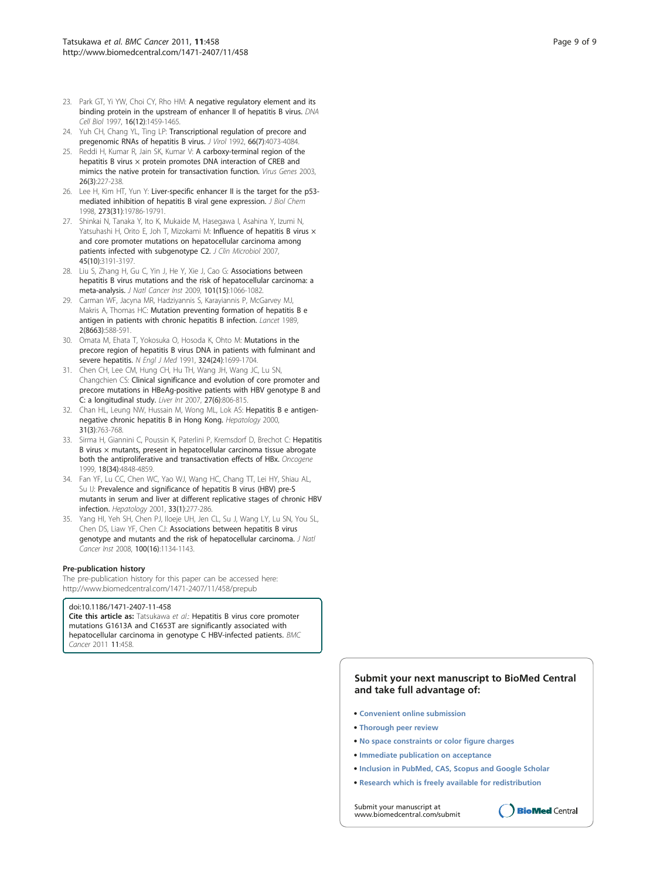23. Park GT, Yi YW, Choi CY, Rho HM: **A negative regulatory element and its binding protein in the upstream of enhancer II of hepatitis B virus.** *DNA Cell Biol* 1997, **16(12)**:1459-1465.
24. Yuh CH, Chang YL, Ting LP: **Transcriptional regulation of precore and pregenomic RNAs of hepatitis B virus.** *J Virol* 1992, **66(7)**:4073-4084.
25. Reddi H, Kumar R, Jain SK, Kumar V: **A carboxy-terminal region of the hepatitis B virus × protein promotes DNA interaction of CREB and mimics the native protein for transactivation function.** *Virus Genes* 2003, **26(3)**:227-238.
26. Lee H, Kim HT, Yun Y: **Liver-specific enhancer II is the target for the p53-mediated inhibition of hepatitis B viral gene expression.** *J Biol Chem* 1998, **273(31)**:19786-19791.
27. Shinkai N, Tanaka Y, Ito K, Mukaide M, Hasegawa I, Asahina Y, Izumi N, Yatsuhashi H, Orito E, Joh T, Mizokami M: **Influence of hepatitis B virus × and core promoter mutations on hepatocellular carcinoma among patients infected with subgenotype C2.** *J Clin Microbiol* 2007, **45(10)**:3191-3197.
28. Liu S, Zhang H, Gu C, Yin J, He Y, Xie J, Cao G: **Associations between hepatitis B virus mutations and the risk of hepatocellular carcinoma: a meta-analysis.** *J Natl Cancer Inst* 2009, **101(15)**:1066-1082.
29. Carman WF, Jacyna MR, Hadziyannis S, Karayiannis P, McGarvey MJ, Makris A, Thomas HC: **Mutation preventing formation of hepatitis B e antigen in patients with chronic hepatitis B infection.** *Lancet* 1989, **2(8663)**:588-591.
30. Omata M, Ehata T, Yokosuka O, Hosoda K, Ohto M: **Mutations in the precore region of hepatitis B virus DNA in patients with fulminant and severe hepatitis.** *N Engl J Med* 1991, **324(24)**:1699-1704.
31. Chen CH, Lee CM, Hung CH, Hu TH, Wang JH, Wang JC, Lu SN, Changchien CS: **Clinical significance and evolution of core promoter and precore mutations in HBeAg-positive patients with HBV genotype B and C: a longitudinal study.** *Liver Int* 2007, **27(6)**:806-815.
32. Chan HL, Leung NW, Hussain M, Wong ML, Lok AS: **Hepatitis B e antigen-negative chronic hepatitis B in Hong Kong.** *Hepatology* 2000, **31(3)**:763-768.
33. Sirma H, Giannini C, Poussin K, Paterlini P, Kremsdorf D, Brechot C: **Hepatitis B virus × mutants, present in hepatocellular carcinoma tissue abrogate both the antiproliferative and transactivation effects of HBx.** *Oncogene* 1999, **18(34)**:4848-4859.
34. Fan YF, Lu CC, Chen WC, Yao WJ, Wang HC, Chang TT, Lei HY, Shiau AL, Su IJ: **Prevalence and significance of hepatitis B virus (HBV) pre-S mutants in serum and liver at different replicative stages of chronic HBV infection.** *Hepatology* 2001, **33(1)**:277-286.
35. Yang HI, Yeh SH, Chen PJ, Iloeje UH, Jen CL, Su J, Wang LY, Lu SN, You SL, Chen DS, Liaw YF, Chen CJ: **Associations between hepatitis B virus genotype and mutants and the risk of hepatocellular carcinoma.** *J Natl Cancer Inst* 2008, **100(16)**:1134-1143.

### Pre-publication history

The pre-publication history for this paper can be accessed here:
http://www.biomedcentral.com/1471-2407/11/458/prepub

doi:10.1186/1471-2407-11-458
**Cite this article as:** Tatsukawa *et al.*: Hepatitis B virus core promoter mutations G1613A and C1653T are significantly associated with hepatocellular carcinoma in genotype C HBV-infected patients. *BMC Cancer* 2011 **11**:458.

**Submit your next manuscript to BioMed Central and take full advantage of:**

- Convenient online submission
- Thorough peer review
- No space constraints or color figure charges
- Immediate publication on acceptance
- Inclusion in PubMed, CAS, Scopus and Google Scholar
- Research which is freely available for redistribution

Submit your manuscript at
www.biomedcentral.com/submit

BioMed Central